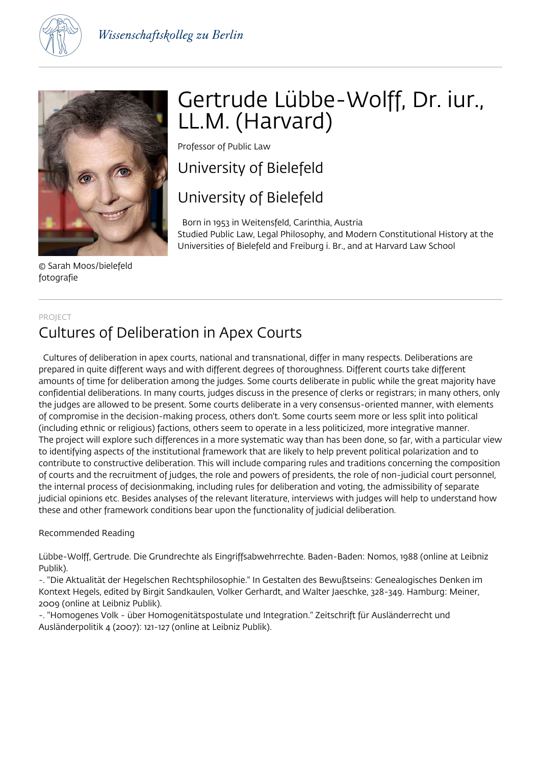Wissenschaftskolleg zu Berlin

# Gertrude Lübbe-Wolff, Dr. iur., LL.M. (Harvard)

Professor of Public Law

## University of Bielefeld

## University of Bielefeld

Born in 1953 in Weitensfeld, Carinthia, Austria
Studied Public Law, Legal Philosophy, and Modern Constitutional History at the Universities of Bielefeld and Freiburg i. Br., and at Harvard Law School

© Sarah Moos/bielefeld fotografie

PROJECT

## Cultures of Deliberation in Apex Courts

Cultures of deliberation in apex courts, national and transnational, differ in many respects. Deliberations are prepared in quite different ways and with different degrees of thoroughness. Different courts take different amounts of time for deliberation among the judges. Some courts deliberate in public while the great majority have confidential deliberations. In many courts, judges discuss in the presence of clerks or registrars; in many others, only the judges are allowed to be present. Some courts deliberate in a very consensus-oriented manner, with elements of compromise in the decision-making process, others don't. Some courts seem more or less split into political (including ethnic or religious) factions, others seem to operate in a less politicized, more integrative manner.
The project will explore such differences in a more systematic way than has been done, so far, with a particular view to identifying aspects of the institutional framework that are likely to help prevent political polarization and to contribute to constructive deliberation. This will include comparing rules and traditions concerning the composition of courts and the recruitment of judges, the role and powers of presidents, the role of non-judicial court personnel, the internal process of decisionmaking, including rules for deliberation and voting, the admissibility of separate judicial opinions etc. Besides analyses of the relevant literature, interviews with judges will help to understand how these and other framework conditions bear upon the functionality of judicial deliberation.

Recommended Reading

Lübbe-Wolff, Gertrude. Die Grundrechte als Eingriffsabwehrrechte. Baden-Baden: Nomos, 1988 (online at Leibniz Publik).
-. "Die Aktualität der Hegelschen Rechtsphilosophie." In Gestalten des Bewußtseins: Genealogisches Denken im Kontext Hegels, edited by Birgit Sandkaulen, Volker Gerhardt, and Walter Jaeschke, 328-349. Hamburg: Meiner, 2009 (online at Leibniz Publik).
-. "Homogenes Volk - über Homogenitätspostulate und Integration." Zeitschrift für Ausländerrecht und Ausländerpolitik 4 (2007): 121-127 (online at Leibniz Publik).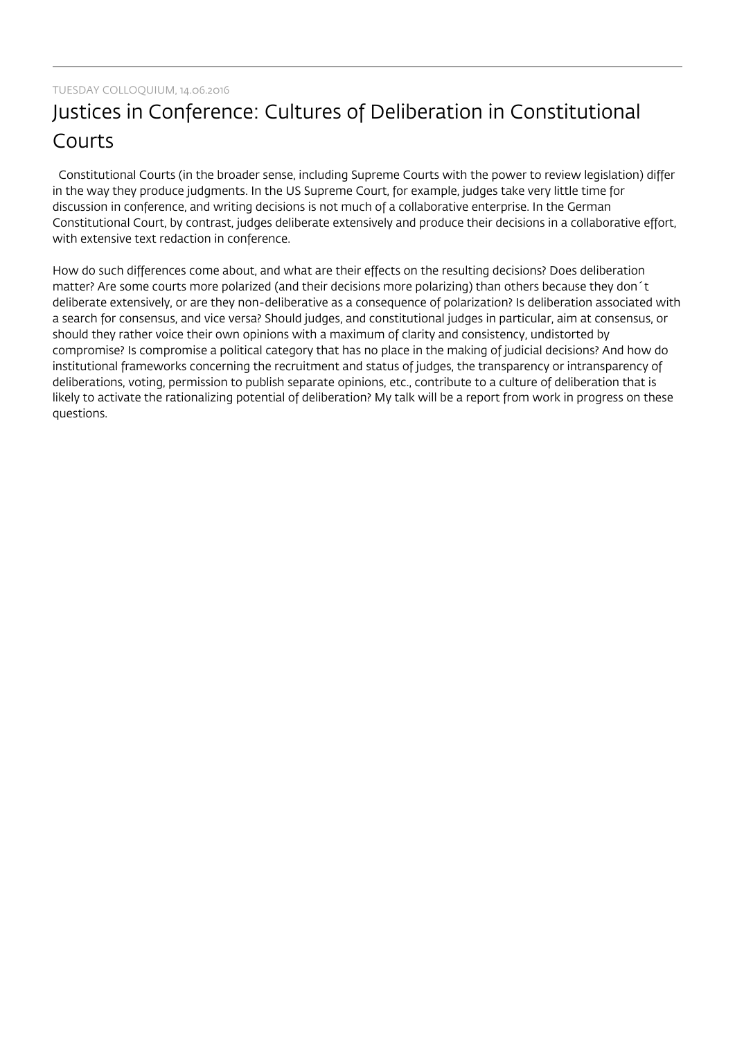TUESDAY COLLOQUIUM, 14.06.2016

# Justices in Conference: Cultures of Deliberation in Constitutional Courts

Constitutional Courts (in the broader sense, including Supreme Courts with the power to review legislation) differ in the way they produce judgments. In the US Supreme Court, for example, judges take very little time for discussion in conference, and writing decisions is not much of a collaborative enterprise. In the German Constitutional Court, by contrast, judges deliberate extensively and produce their decisions in a collaborative effort, with extensive text redaction in conference.

How do such differences come about, and what are their effects on the resulting decisions? Does deliberation matter? Are some courts more polarized (and their decisions more polarizing) than others because they don´t deliberate extensively, or are they non-deliberative as a consequence of polarization? Is deliberation associated with a search for consensus, and vice versa? Should judges, and constitutional judges in particular, aim at consensus, or should they rather voice their own opinions with a maximum of clarity and consistency, undistorted by compromise? Is compromise a political category that has no place in the making of judicial decisions? And how do institutional frameworks concerning the recruitment and status of judges, the transparency or intransparency of deliberations, voting, permission to publish separate opinions, etc., contribute to a culture of deliberation that is likely to activate the rationalizing potential of deliberation? My talk will be a report from work in progress on these questions.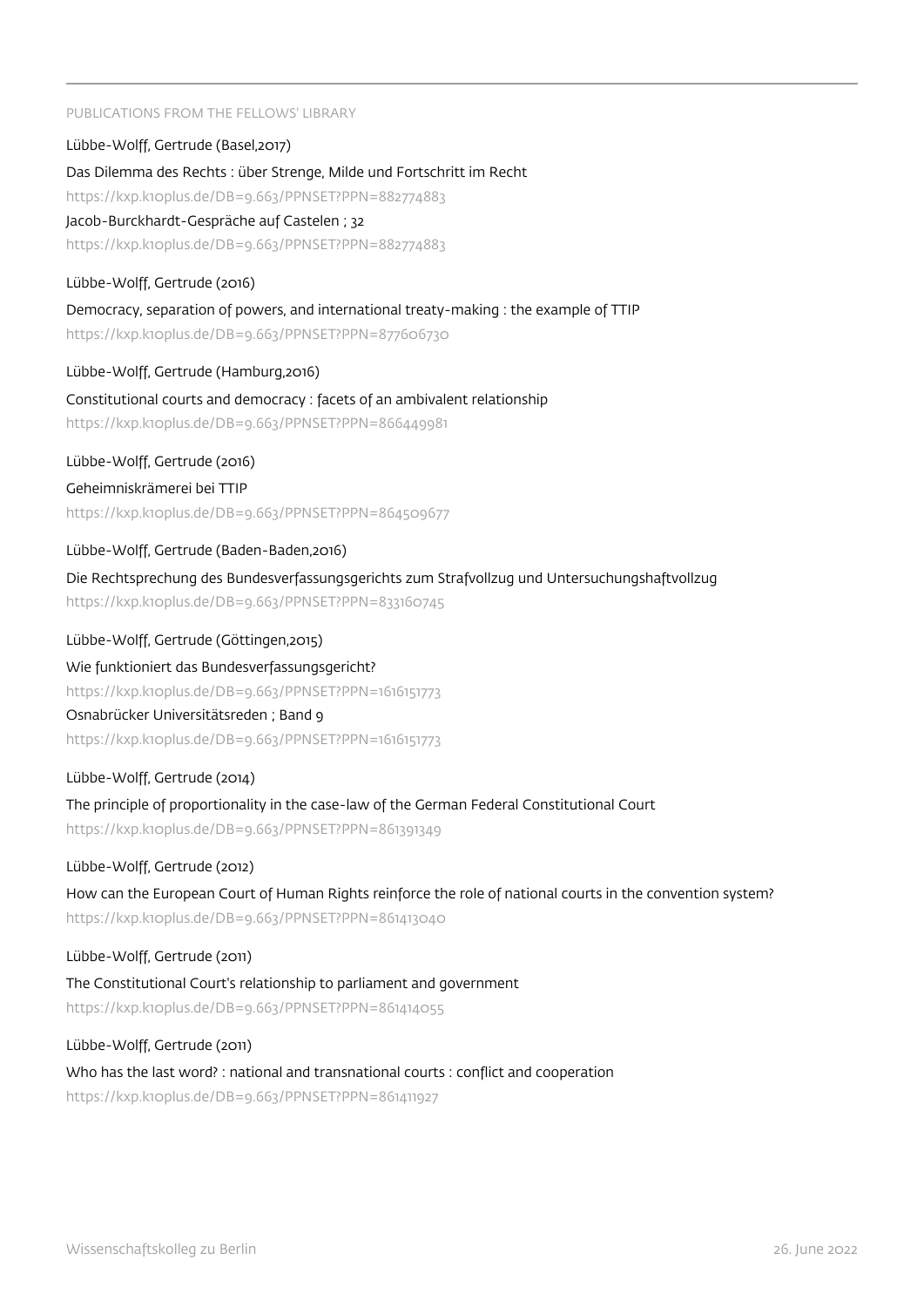PUBLICATIONS FROM THE FELLOWS' LIBRARY

Lübbe-Wolff, Gertrude (Basel,2017)

Das Dilemma des Rechts : über Strenge, Milde und Fortschritt im Recht

https://kxp.k10plus.de/DB=9.663/PPNSET?PPN=882774883

Jacob-Burckhardt-Gespräche auf Castelen ; 32

https://kxp.k10plus.de/DB=9.663/PPNSET?PPN=882774883

Lübbe-Wolff, Gertrude (2016)

Democracy, separation of powers, and international treaty-making : the example of TTIP

https://kxp.k10plus.de/DB=9.663/PPNSET?PPN=877606730

Lübbe-Wolff, Gertrude (Hamburg,2016)

Constitutional courts and democracy : facets of an ambivalent relationship

https://kxp.k10plus.de/DB=9.663/PPNSET?PPN=866449981

Lübbe-Wolff, Gertrude (2016)

Geheimniskrämerei bei TTIP

https://kxp.k10plus.de/DB=9.663/PPNSET?PPN=864509677

Lübbe-Wolff, Gertrude (Baden-Baden,2016)

Die Rechtsprechung des Bundesverfassungsgerichts zum Strafvollzug und Untersuchungshaftvollzug

https://kxp.k10plus.de/DB=9.663/PPNSET?PPN=833160745

Lübbe-Wolff, Gertrude (Göttingen,2015)

Wie funktioniert das Bundesverfassungsgericht?

https://kxp.k10plus.de/DB=9.663/PPNSET?PPN=1616151773

Osnabrücker Universitätsreden ; Band 9

https://kxp.k10plus.de/DB=9.663/PPNSET?PPN=1616151773

Lübbe-Wolff, Gertrude (2014)

The principle of proportionality in the case-law of the German Federal Constitutional Court

https://kxp.k10plus.de/DB=9.663/PPNSET?PPN=861391349

Lübbe-Wolff, Gertrude (2012)

How can the European Court of Human Rights reinforce the role of national courts in the convention system?

https://kxp.k10plus.de/DB=9.663/PPNSET?PPN=861413040

Lübbe-Wolff, Gertrude (2011)

The Constitutional Court's relationship to parliament and government

https://kxp.k10plus.de/DB=9.663/PPNSET?PPN=861414055

Lübbe-Wolff, Gertrude (2011)

Who has the last word? : national and transnational courts : conflict and cooperation

https://kxp.k10plus.de/DB=9.663/PPNSET?PPN=861411927